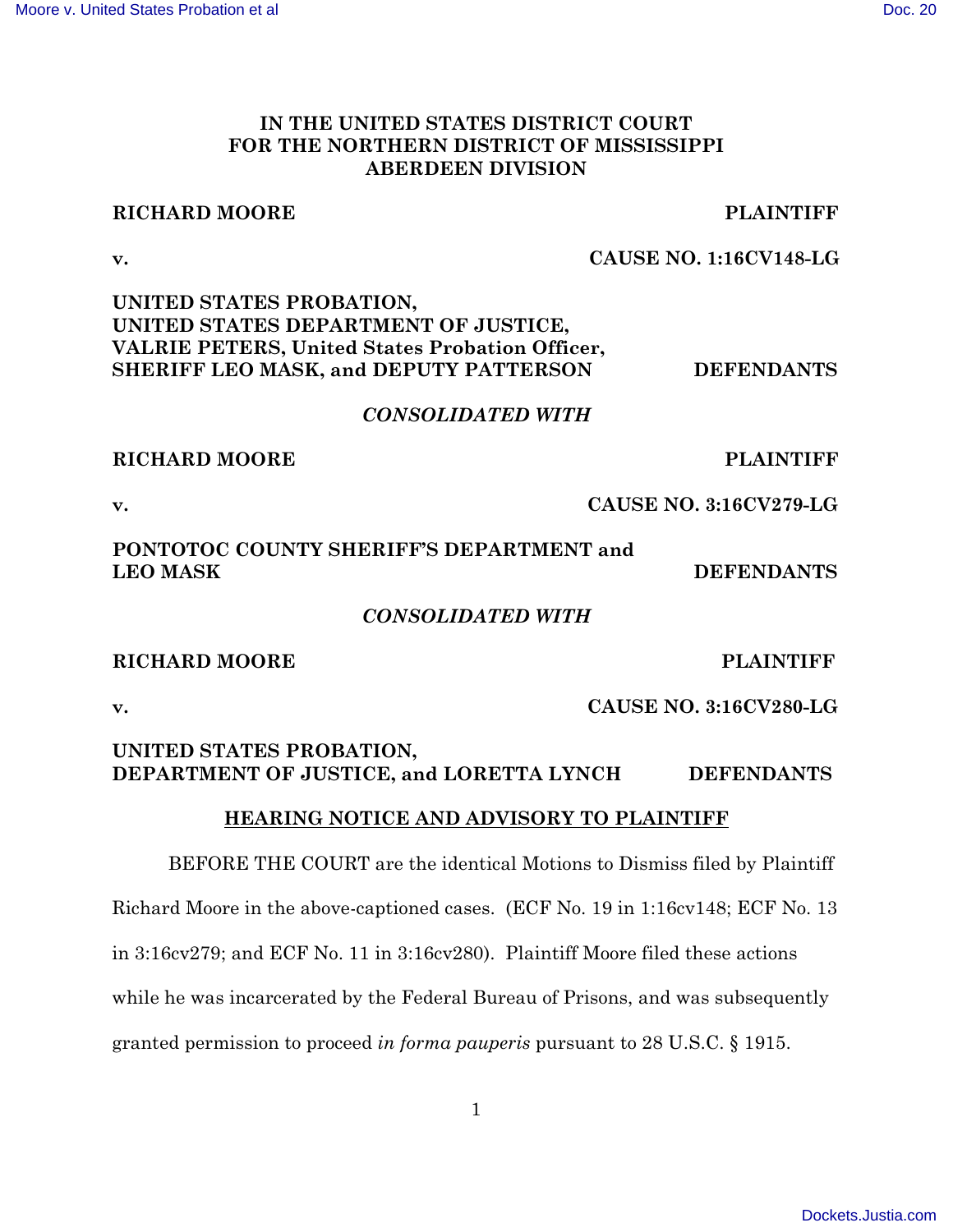# IN THE UNITED STATES DISTRICT COURT FOR THE NORTHERN DISTRICT OF MISSISSIPPI ABERDEEN DIVISION

**RICHARD MOORE** **PLAINTIFF**

**v.** **CAUSE NO. 1:16CV148-LG**

**UNITED STATES PROBATION, UNITED STATES DEPARTMENT OF JUSTICE, VALRIE PETERS, United States Probation Officer, SHERIFF LEO MASK, and DEPUTY PATTERSON** **DEFENDANTS**

***CONSOLIDATED WITH***

**RICHARD MOORE** **PLAINTIFF**

**v.** **CAUSE NO. 3:16CV279-LG**

**PONTOTOC COUNTY SHERIFF'S DEPARTMENT and LEO MASK** **DEFENDANTS**

***CONSOLIDATED WITH***

**RICHARD MOORE** **PLAINTIFF**

**v.** **CAUSE NO. 3:16CV280-LG**

**UNITED STATES PROBATION, DEPARTMENT OF JUSTICE, and LORETTA LYNCH** **DEFENDANTS**

## HEARING NOTICE AND ADVISORY TO PLAINTIFF

BEFORE THE COURT are the identical Motions to Dismiss filed by Plaintiff Richard Moore in the above-captioned cases. (ECF No. 19 in 1:16cv148; ECF No. 13 in 3:16cv279; and ECF No. 11 in 3:16cv280). Plaintiff Moore filed these actions while he was incarcerated by the Federal Bureau of Prisons, and was subsequently granted permission to proceed *in forma pauperis* pursuant to 28 U.S.C. § 1915.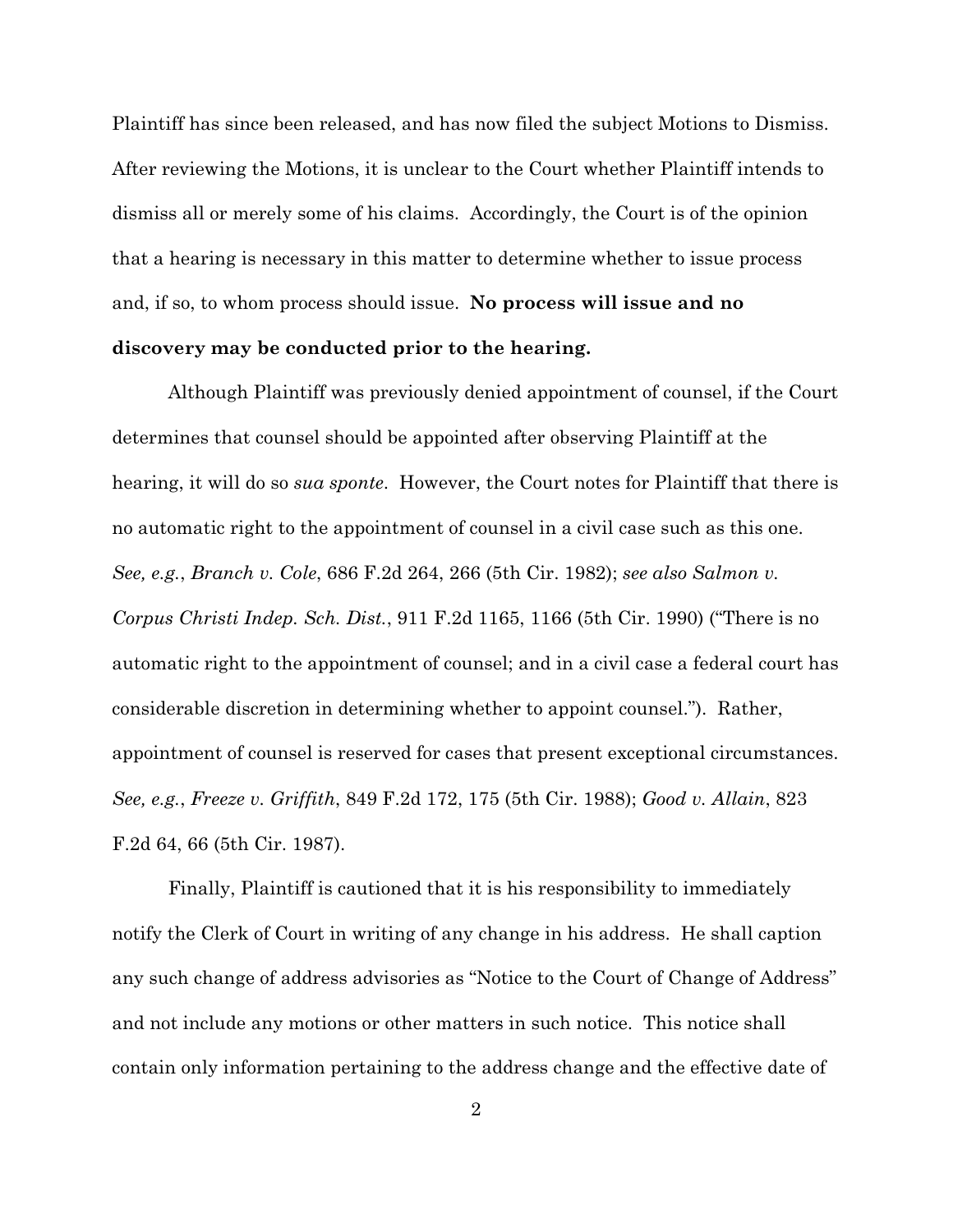Plaintiff has since been released, and has now filed the subject Motions to Dismiss. After reviewing the Motions, it is unclear to the Court whether Plaintiff intends to dismiss all or merely some of his claims. Accordingly, the Court is of the opinion that a hearing is necessary in this matter to determine whether to issue process and, if so, to whom process should issue. **No process will issue and no discovery may be conducted prior to the hearing.**

Although Plaintiff was previously denied appointment of counsel, if the Court determines that counsel should be appointed after observing Plaintiff at the hearing, it will do so *sua sponte*. However, the Court notes for Plaintiff that there is no automatic right to the appointment of counsel in a civil case such as this one. *See, e.g.*, *Branch v. Cole*, 686 F.2d 264, 266 (5th Cir. 1982); *see also Salmon v. Corpus Christi Indep. Sch. Dist.*, 911 F.2d 1165, 1166 (5th Cir. 1990) ("There is no automatic right to the appointment of counsel; and in a civil case a federal court has considerable discretion in determining whether to appoint counsel."). Rather, appointment of counsel is reserved for cases that present exceptional circumstances. *See, e.g.*, *Freeze v. Griffith*, 849 F.2d 172, 175 (5th Cir. 1988); *Good v. Allain*, 823 F.2d 64, 66 (5th Cir. 1987).

Finally, Plaintiff is cautioned that it is his responsibility to immediately notify the Clerk of Court in writing of any change in his address. He shall caption any such change of address advisories as "Notice to the Court of Change of Address" and not include any motions or other matters in such notice. This notice shall contain only information pertaining to the address change and the effective date of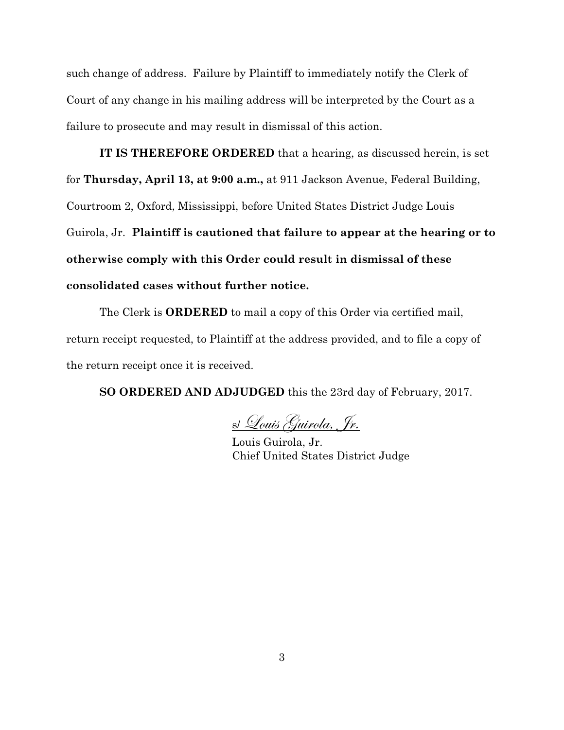such change of address. Failure by Plaintiff to immediately notify the Clerk of Court of any change in his mailing address will be interpreted by the Court as a failure to prosecute and may result in dismissal of this action.

**IT IS THEREFORE ORDERED** that a hearing, as discussed herein, is set for **Thursday, April 13, at 9:00 a.m.,** at 911 Jackson Avenue, Federal Building, Courtroom 2, Oxford, Mississippi, before United States District Judge Louis Guirola, Jr. **Plaintiff is cautioned that failure to appear at the hearing or to otherwise comply with this Order could result in dismissal of these consolidated cases without further notice.**

The Clerk is **ORDERED** to mail a copy of this Order via certified mail, return receipt requested, to Plaintiff at the address provided, and to file a copy of the return receipt once it is received.

**SO ORDERED AND ADJUDGED** this the 23rd day of February, 2017.

s/ *Louis Guirola, Jr.*

Louis Guirola, Jr.
Chief United States District Judge